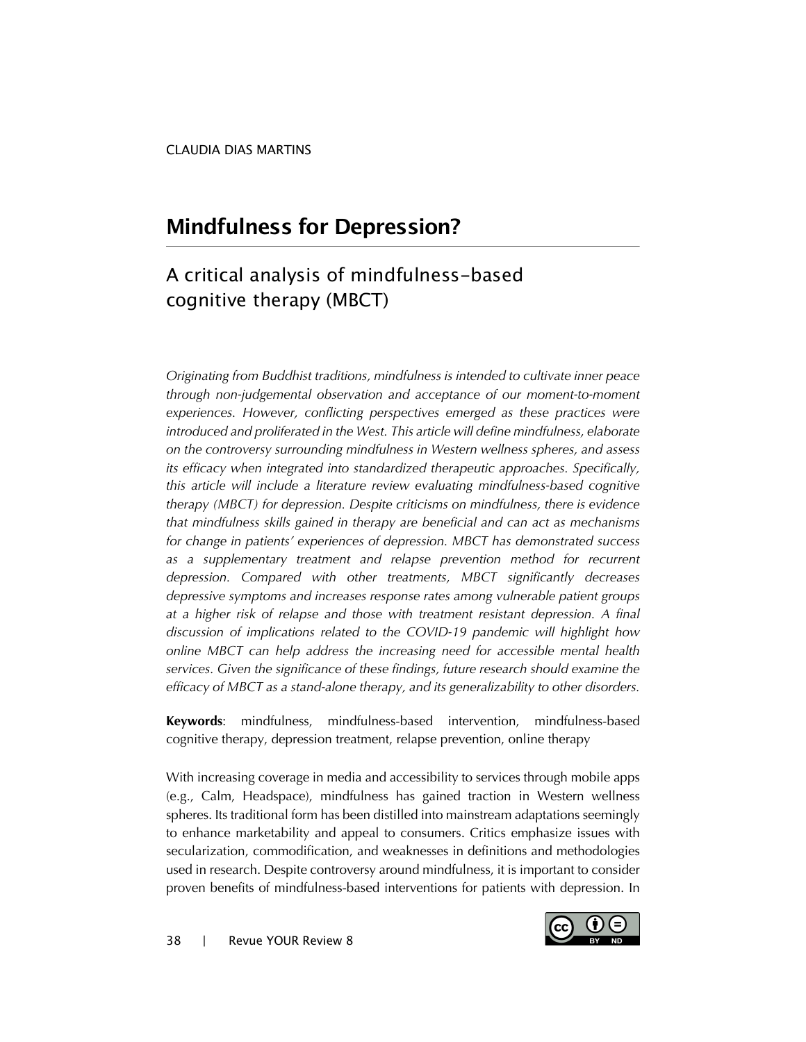CLAUDIA DIAS MARTINS

# Mindfulness for Depression?

## A critical analysis of mindfulness-based cognitive therapy (MBCT)

*Originating from Buddhist traditions, mindfulness is intended to cultivate inner peace through non-judgemental observation and acceptance of our moment-to-moment experiences. However, conflicting perspectives emerged as these practices were introduced and proliferated in the West. This article will define mindfulness, elaborate on the controversy surrounding mindfulness in Western wellness spheres, and assess its efficacy when integrated into standardized therapeutic approaches. Specifically, this article will include a literature review evaluating mindfulness-based cognitive therapy (MBCT) for depression. Despite criticisms on mindfulness, there is evidence that mindfulness skills gained in therapy are beneficial and can act as mechanisms for change in patients' experiences of depression. MBCT has demonstrated success as a supplementary treatment and relapse prevention method for recurrent depression. Compared with other treatments, MBCT significantly decreases depressive symptoms and increases response rates among vulnerable patient groups at a higher risk of relapse and those with treatment resistant depression. A final discussion of implications related to the COVID-19 pandemic will highlight how online MBCT can help address the increasing need for accessible mental health services. Given the significance of these findings, future research should examine the efficacy of MBCT as a stand-alone therapy, and its generalizability to other disorders.*

**Keywords**: mindfulness, mindfulness-based intervention, mindfulness-based cognitive therapy, depression treatment, relapse prevention, online therapy

With increasing coverage in media and accessibility to services through mobile apps (e.g., Calm, Headspace), mindfulness has gained traction in Western wellness spheres. Its traditional form has been distilled into mainstream adaptations seemingly to enhance marketability and appeal to consumers. Critics emphasize issues with secularization, commodification, and weaknesses in definitions and methodologies used in research. Despite controversy around mindfulness, it is important to consider proven benefits of mindfulness-based interventions for patients with depression. In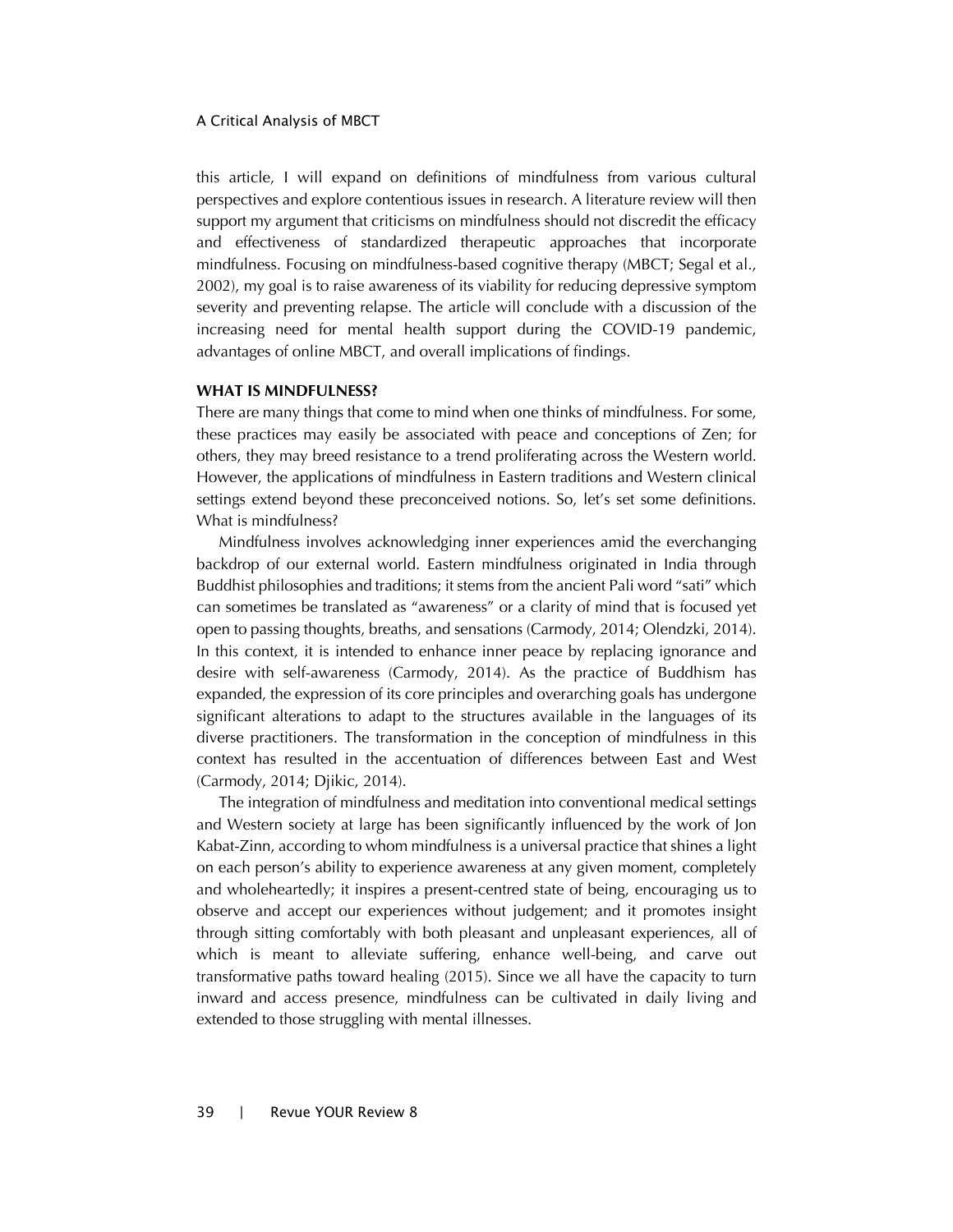this article, I will expand on definitions of mindfulness from various cultural perspectives and explore contentious issues in research. A literature review will then support my argument that criticisms on mindfulness should not discredit the efficacy and effectiveness of standardized therapeutic approaches that incorporate mindfulness. Focusing on mindfulness-based cognitive therapy (MBCT; Segal et al., 2002), my goal is to raise awareness of its viability for reducing depressive symptom severity and preventing relapse. The article will conclude with a discussion of the increasing need for mental health support during the COVID-19 pandemic, advantages of online MBCT, and overall implications of findings.

## WHAT IS MINDFULNESS?

There are many things that come to mind when one thinks of mindfulness. For some, these practices may easily be associated with peace and conceptions of Zen; for others, they may breed resistance to a trend proliferating across the Western world. However, the applications of mindfulness in Eastern traditions and Western clinical settings extend beyond these preconceived notions. So, let's set some definitions. What is mindfulness?

Mindfulness involves acknowledging inner experiences amid the everchanging backdrop of our external world. Eastern mindfulness originated in India through Buddhist philosophies and traditions; it stems from the ancient Pali word "sati" which can sometimes be translated as "awareness" or a clarity of mind that is focused yet open to passing thoughts, breaths, and sensations (Carmody, 2014; Olendzki, 2014). In this context, it is intended to enhance inner peace by replacing ignorance and desire with self-awareness (Carmody, 2014). As the practice of Buddhism has expanded, the expression of its core principles and overarching goals has undergone significant alterations to adapt to the structures available in the languages of its diverse practitioners. The transformation in the conception of mindfulness in this context has resulted in the accentuation of differences between East and West (Carmody, 2014; Djikic, 2014).

The integration of mindfulness and meditation into conventional medical settings and Western society at large has been significantly influenced by the work of Jon Kabat-Zinn, according to whom mindfulness is a universal practice that shines a light on each person's ability to experience awareness at any given moment, completely and wholeheartedly; it inspires a present-centred state of being, encouraging us to observe and accept our experiences without judgement; and it promotes insight through sitting comfortably with both pleasant and unpleasant experiences, all of which is meant to alleviate suffering, enhance well-being, and carve out transformative paths toward healing (2015). Since we all have the capacity to turn inward and access presence, mindfulness can be cultivated in daily living and extended to those struggling with mental illnesses.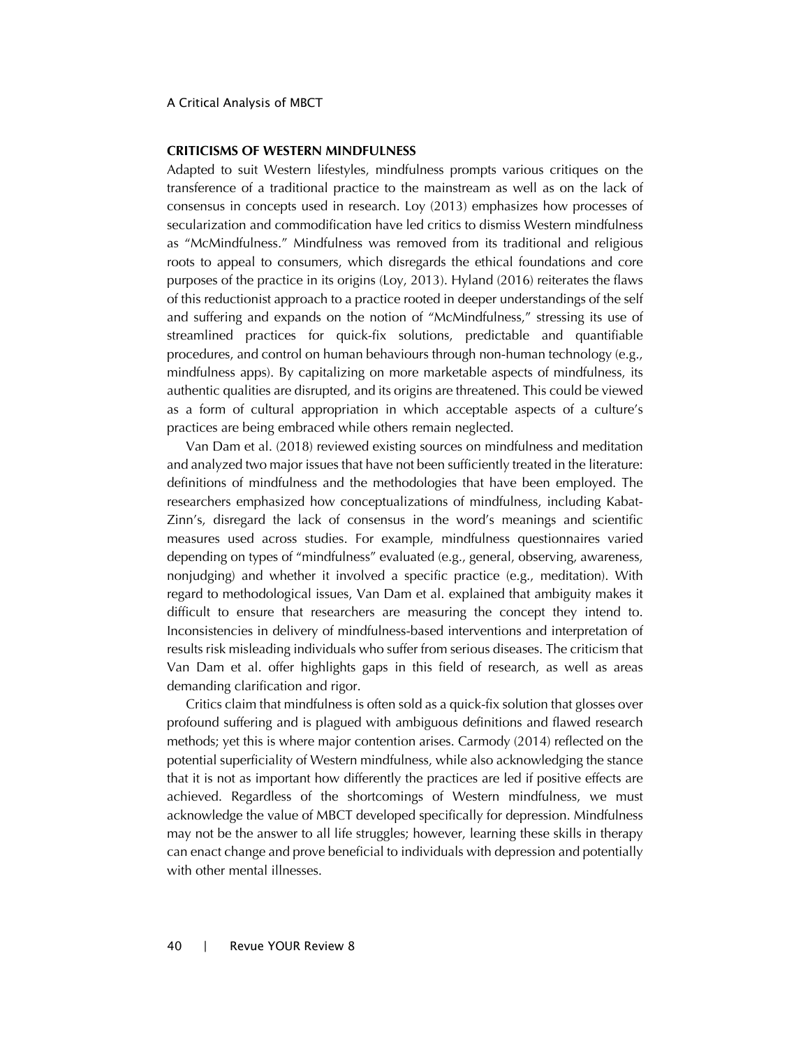## CRITICISMS OF WESTERN MINDFULNESS

Adapted to suit Western lifestyles, mindfulness prompts various critiques on the transference of a traditional practice to the mainstream as well as on the lack of consensus in concepts used in research. Loy (2013) emphasizes how processes of secularization and commodification have led critics to dismiss Western mindfulness as "McMindfulness." Mindfulness was removed from its traditional and religious roots to appeal to consumers, which disregards the ethical foundations and core purposes of the practice in its origins (Loy, 2013). Hyland (2016) reiterates the flaws of this reductionist approach to a practice rooted in deeper understandings of the self and suffering and expands on the notion of "McMindfulness," stressing its use of streamlined practices for quick-fix solutions, predictable and quantifiable procedures, and control on human behaviours through non-human technology (e.g., mindfulness apps). By capitalizing on more marketable aspects of mindfulness, its authentic qualities are disrupted, and its origins are threatened. This could be viewed as a form of cultural appropriation in which acceptable aspects of a culture's practices are being embraced while others remain neglected.

Van Dam et al. (2018) reviewed existing sources on mindfulness and meditation and analyzed two major issues that have not been sufficiently treated in the literature: definitions of mindfulness and the methodologies that have been employed. The researchers emphasized how conceptualizations of mindfulness, including Kabat-Zinn's, disregard the lack of consensus in the word's meanings and scientific measures used across studies. For example, mindfulness questionnaires varied depending on types of "mindfulness" evaluated (e.g., general, observing, awareness, nonjudging) and whether it involved a specific practice (e.g., meditation). With regard to methodological issues, Van Dam et al. explained that ambiguity makes it difficult to ensure that researchers are measuring the concept they intend to. Inconsistencies in delivery of mindfulness-based interventions and interpretation of results risk misleading individuals who suffer from serious diseases. The criticism that Van Dam et al. offer highlights gaps in this field of research, as well as areas demanding clarification and rigor.

Critics claim that mindfulness is often sold as a quick-fix solution that glosses over profound suffering and is plagued with ambiguous definitions and flawed research methods; yet this is where major contention arises. Carmody (2014) reflected on the potential superficiality of Western mindfulness, while also acknowledging the stance that it is not as important how differently the practices are led if positive effects are achieved. Regardless of the shortcomings of Western mindfulness, we must acknowledge the value of MBCT developed specifically for depression. Mindfulness may not be the answer to all life struggles; however, learning these skills in therapy can enact change and prove beneficial to individuals with depression and potentially with other mental illnesses.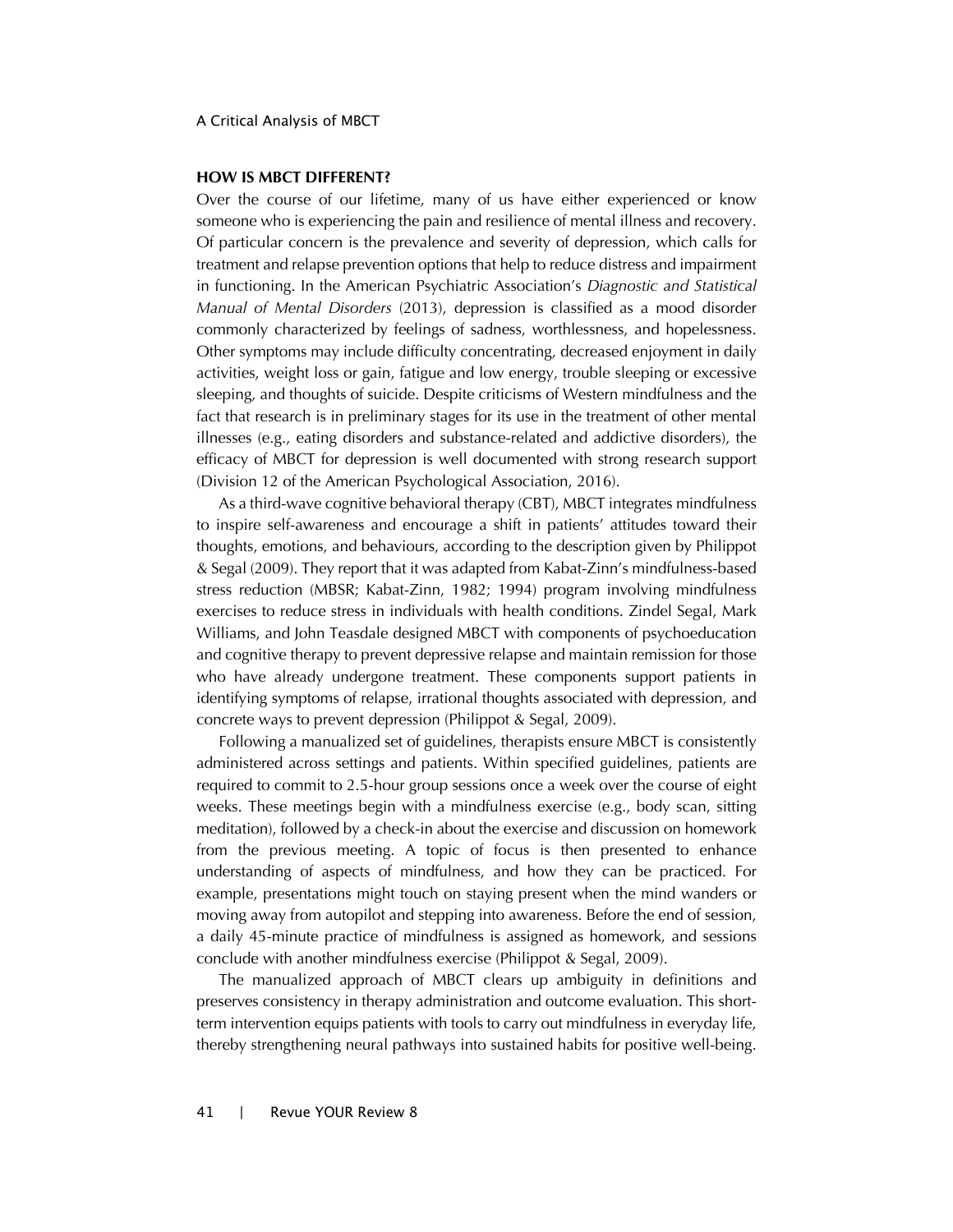## HOW IS MBCT DIFFERENT?

Over the course of our lifetime, many of us have either experienced or know someone who is experiencing the pain and resilience of mental illness and recovery. Of particular concern is the prevalence and severity of depression, which calls for treatment and relapse prevention options that help to reduce distress and impairment in functioning. In the American Psychiatric Association's *Diagnostic and Statistical Manual of Mental Disorders* (2013), depression is classified as a mood disorder commonly characterized by feelings of sadness, worthlessness, and hopelessness. Other symptoms may include difficulty concentrating, decreased enjoyment in daily activities, weight loss or gain, fatigue and low energy, trouble sleeping or excessive sleeping, and thoughts of suicide. Despite criticisms of Western mindfulness and the fact that research is in preliminary stages for its use in the treatment of other mental illnesses (e.g., eating disorders and substance-related and addictive disorders), the efficacy of MBCT for depression is well documented with strong research support (Division 12 of the American Psychological Association, 2016).

As a third-wave cognitive behavioral therapy (CBT), MBCT integrates mindfulness to inspire self-awareness and encourage a shift in patients' attitudes toward their thoughts, emotions, and behaviours, according to the description given by Philippot & Segal (2009). They report that it was adapted from Kabat-Zinn's mindfulness-based stress reduction (MBSR; Kabat-Zinn, 1982; 1994) program involving mindfulness exercises to reduce stress in individuals with health conditions. Zindel Segal, Mark Williams, and John Teasdale designed MBCT with components of psychoeducation and cognitive therapy to prevent depressive relapse and maintain remission for those who have already undergone treatment. These components support patients in identifying symptoms of relapse, irrational thoughts associated with depression, and concrete ways to prevent depression (Philippot & Segal, 2009).

Following a manualized set of guidelines, therapists ensure MBCT is consistently administered across settings and patients. Within specified guidelines, patients are required to commit to 2.5-hour group sessions once a week over the course of eight weeks. These meetings begin with a mindfulness exercise (e.g., body scan, sitting meditation), followed by a check-in about the exercise and discussion on homework from the previous meeting. A topic of focus is then presented to enhance understanding of aspects of mindfulness, and how they can be practiced. For example, presentations might touch on staying present when the mind wanders or moving away from autopilot and stepping into awareness. Before the end of session, a daily 45-minute practice of mindfulness is assigned as homework, and sessions conclude with another mindfulness exercise (Philippot & Segal, 2009).

The manualized approach of MBCT clears up ambiguity in definitions and preserves consistency in therapy administration and outcome evaluation. This short-term intervention equips patients with tools to carry out mindfulness in everyday life, thereby strengthening neural pathways into sustained habits for positive well-being.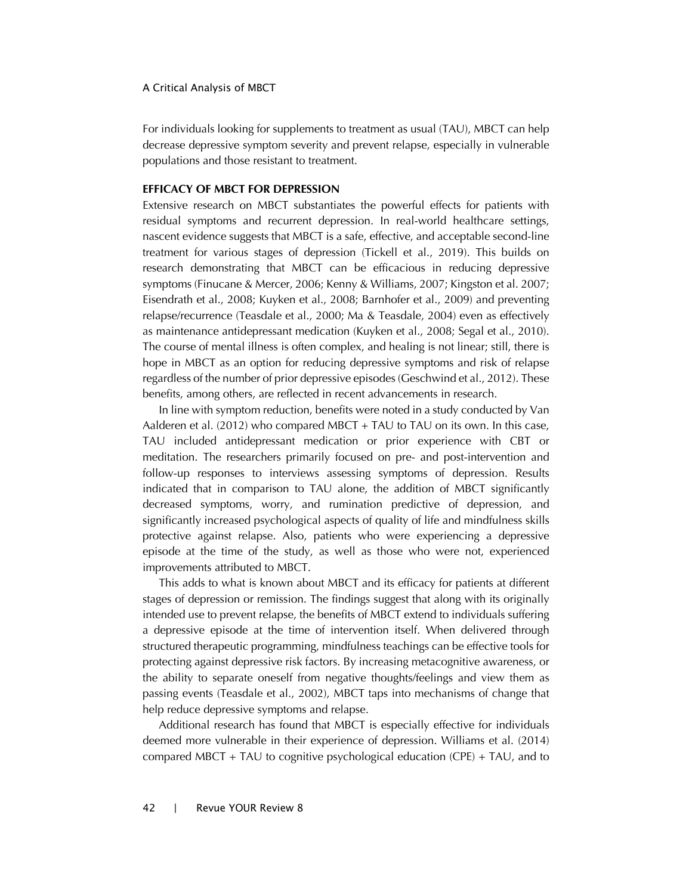For individuals looking for supplements to treatment as usual (TAU), MBCT can help decrease depressive symptom severity and prevent relapse, especially in vulnerable populations and those resistant to treatment.

## EFFICACY OF MBCT FOR DEPRESSION

Extensive research on MBCT substantiates the powerful effects for patients with residual symptoms and recurrent depression. In real-world healthcare settings, nascent evidence suggests that MBCT is a safe, effective, and acceptable second-line treatment for various stages of depression (Tickell et al., 2019). This builds on research demonstrating that MBCT can be efficacious in reducing depressive symptoms (Finucane & Mercer, 2006; Kenny & Williams, 2007; Kingston et al. 2007; Eisendrath et al., 2008; Kuyken et al., 2008; Barnhofer et al., 2009) and preventing relapse/recurrence (Teasdale et al., 2000; Ma & Teasdale, 2004) even as effectively as maintenance antidepressant medication (Kuyken et al., 2008; Segal et al., 2010). The course of mental illness is often complex, and healing is not linear; still, there is hope in MBCT as an option for reducing depressive symptoms and risk of relapse regardless of the number of prior depressive episodes (Geschwind et al., 2012). These benefits, among others, are reflected in recent advancements in research.

In line with symptom reduction, benefits were noted in a study conducted by Van Aalderen et al. (2012) who compared MBCT + TAU to TAU on its own. In this case, TAU included antidepressant medication or prior experience with CBT or meditation. The researchers primarily focused on pre- and post-intervention and follow-up responses to interviews assessing symptoms of depression. Results indicated that in comparison to TAU alone, the addition of MBCT significantly decreased symptoms, worry, and rumination predictive of depression, and significantly increased psychological aspects of quality of life and mindfulness skills protective against relapse. Also, patients who were experiencing a depressive episode at the time of the study, as well as those who were not, experienced improvements attributed to MBCT.

This adds to what is known about MBCT and its efficacy for patients at different stages of depression or remission. The findings suggest that along with its originally intended use to prevent relapse, the benefits of MBCT extend to individuals suffering a depressive episode at the time of intervention itself. When delivered through structured therapeutic programming, mindfulness teachings can be effective tools for protecting against depressive risk factors. By increasing metacognitive awareness, or the ability to separate oneself from negative thoughts/feelings and view them as passing events (Teasdale et al., 2002), MBCT taps into mechanisms of change that help reduce depressive symptoms and relapse.

Additional research has found that MBCT is especially effective for individuals deemed more vulnerable in their experience of depression. Williams et al. (2014) compared MBCT + TAU to cognitive psychological education (CPE) + TAU, and to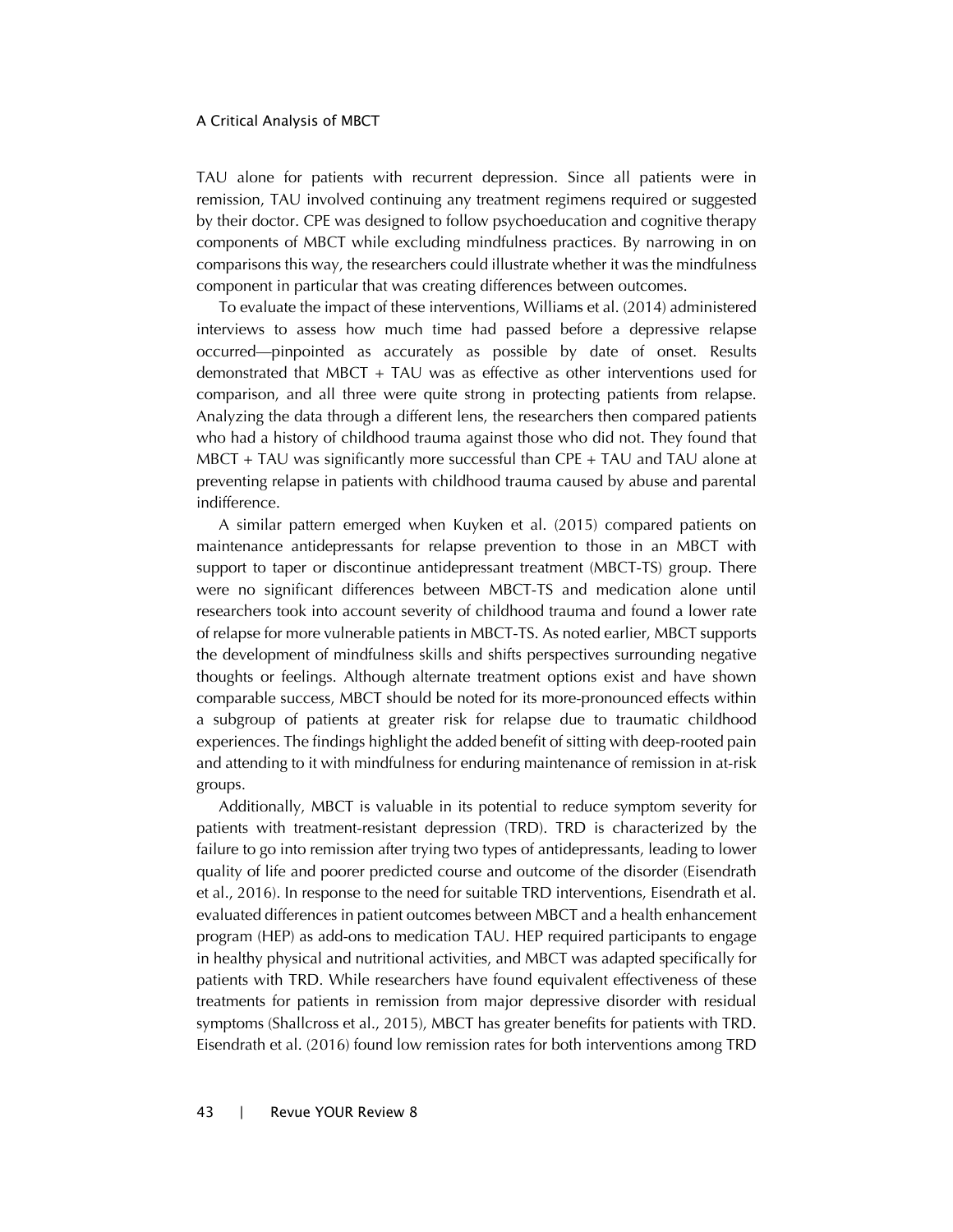TAU alone for patients with recurrent depression. Since all patients were in remission, TAU involved continuing any treatment regimens required or suggested by their doctor. CPE was designed to follow psychoeducation and cognitive therapy components of MBCT while excluding mindfulness practices. By narrowing in on comparisons this way, the researchers could illustrate whether it was the mindfulness component in particular that was creating differences between outcomes.

To evaluate the impact of these interventions, Williams et al. (2014) administered interviews to assess how much time had passed before a depressive relapse occurred—pinpointed as accurately as possible by date of onset. Results demonstrated that MBCT + TAU was as effective as other interventions used for comparison, and all three were quite strong in protecting patients from relapse. Analyzing the data through a different lens, the researchers then compared patients who had a history of childhood trauma against those who did not. They found that MBCT + TAU was significantly more successful than CPE + TAU and TAU alone at preventing relapse in patients with childhood trauma caused by abuse and parental indifference.

A similar pattern emerged when Kuyken et al. (2015) compared patients on maintenance antidepressants for relapse prevention to those in an MBCT with support to taper or discontinue antidepressant treatment (MBCT-TS) group. There were no significant differences between MBCT-TS and medication alone until researchers took into account severity of childhood trauma and found a lower rate of relapse for more vulnerable patients in MBCT-TS. As noted earlier, MBCT supports the development of mindfulness skills and shifts perspectives surrounding negative thoughts or feelings. Although alternate treatment options exist and have shown comparable success, MBCT should be noted for its more-pronounced effects within a subgroup of patients at greater risk for relapse due to traumatic childhood experiences. The findings highlight the added benefit of sitting with deep-rooted pain and attending to it with mindfulness for enduring maintenance of remission in at-risk groups.

Additionally, MBCT is valuable in its potential to reduce symptom severity for patients with treatment-resistant depression (TRD). TRD is characterized by the failure to go into remission after trying two types of antidepressants, leading to lower quality of life and poorer predicted course and outcome of the disorder (Eisendrath et al., 2016). In response to the need for suitable TRD interventions, Eisendrath et al. evaluated differences in patient outcomes between MBCT and a health enhancement program (HEP) as add-ons to medication TAU. HEP required participants to engage in healthy physical and nutritional activities, and MBCT was adapted specifically for patients with TRD. While researchers have found equivalent effectiveness of these treatments for patients in remission from major depressive disorder with residual symptoms (Shallcross et al., 2015), MBCT has greater benefits for patients with TRD. Eisendrath et al. (2016) found low remission rates for both interventions among TRD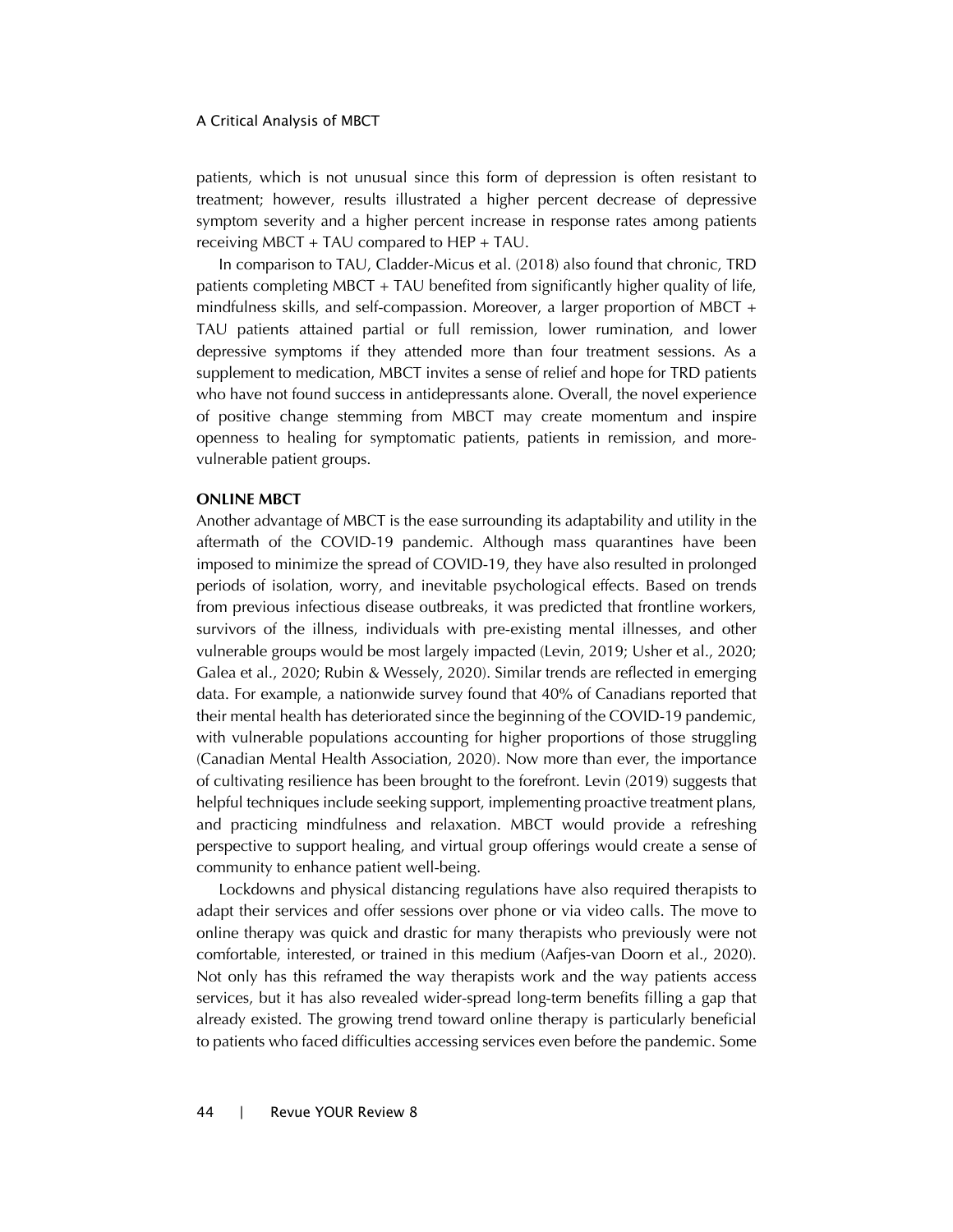patients, which is not unusual since this form of depression is often resistant to treatment; however, results illustrated a higher percent decrease of depressive symptom severity and a higher percent increase in response rates among patients receiving MBCT + TAU compared to HEP + TAU.

In comparison to TAU, Cladder-Micus et al. (2018) also found that chronic, TRD patients completing MBCT + TAU benefited from significantly higher quality of life, mindfulness skills, and self-compassion. Moreover, a larger proportion of MBCT + TAU patients attained partial or full remission, lower rumination, and lower depressive symptoms if they attended more than four treatment sessions. As a supplement to medication, MBCT invites a sense of relief and hope for TRD patients who have not found success in antidepressants alone. Overall, the novel experience of positive change stemming from MBCT may create momentum and inspire openness to healing for symptomatic patients, patients in remission, and more-vulnerable patient groups.

### ONLINE MBCT

Another advantage of MBCT is the ease surrounding its adaptability and utility in the aftermath of the COVID-19 pandemic. Although mass quarantines have been imposed to minimize the spread of COVID-19, they have also resulted in prolonged periods of isolation, worry, and inevitable psychological effects. Based on trends from previous infectious disease outbreaks, it was predicted that frontline workers, survivors of the illness, individuals with pre-existing mental illnesses, and other vulnerable groups would be most largely impacted (Levin, 2019; Usher et al., 2020; Galea et al., 2020; Rubin & Wessely, 2020). Similar trends are reflected in emerging data. For example, a nationwide survey found that 40% of Canadians reported that their mental health has deteriorated since the beginning of the COVID-19 pandemic, with vulnerable populations accounting for higher proportions of those struggling (Canadian Mental Health Association, 2020). Now more than ever, the importance of cultivating resilience has been brought to the forefront. Levin (2019) suggests that helpful techniques include seeking support, implementing proactive treatment plans, and practicing mindfulness and relaxation. MBCT would provide a refreshing perspective to support healing, and virtual group offerings would create a sense of community to enhance patient well-being.

Lockdowns and physical distancing regulations have also required therapists to adapt their services and offer sessions over phone or via video calls. The move to online therapy was quick and drastic for many therapists who previously were not comfortable, interested, or trained in this medium (Aafjes-van Doorn et al., 2020). Not only has this reframed the way therapists work and the way patients access services, but it has also revealed wider-spread long-term benefits filling a gap that already existed. The growing trend toward online therapy is particularly beneficial to patients who faced difficulties accessing services even before the pandemic. Some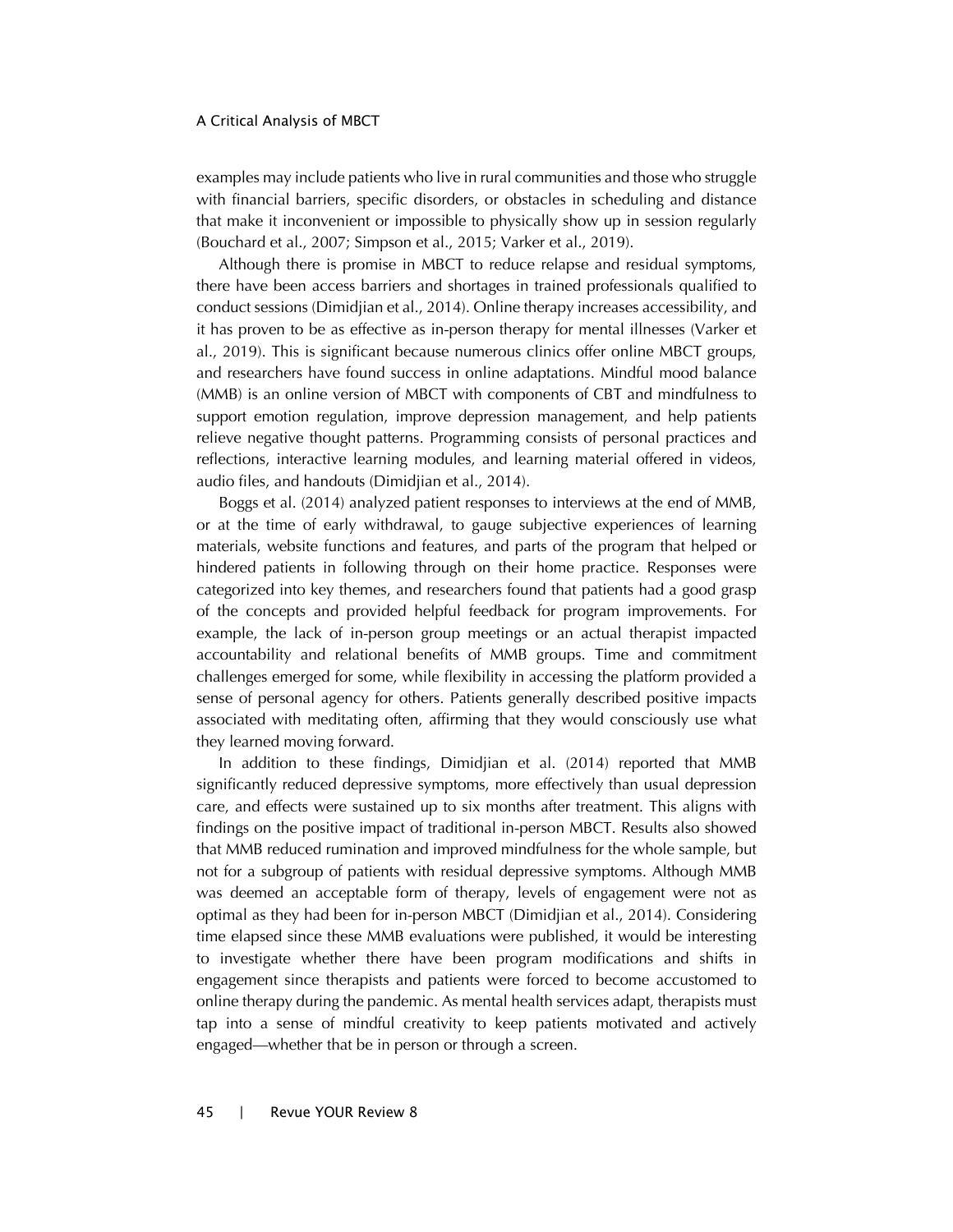examples may include patients who live in rural communities and those who struggle with financial barriers, specific disorders, or obstacles in scheduling and distance that make it inconvenient or impossible to physically show up in session regularly (Bouchard et al., 2007; Simpson et al., 2015; Varker et al., 2019).

Although there is promise in MBCT to reduce relapse and residual symptoms, there have been access barriers and shortages in trained professionals qualified to conduct sessions (Dimidjian et al., 2014). Online therapy increases accessibility, and it has proven to be as effective as in-person therapy for mental illnesses (Varker et al., 2019). This is significant because numerous clinics offer online MBCT groups, and researchers have found success in online adaptations. Mindful mood balance (MMB) is an online version of MBCT with components of CBT and mindfulness to support emotion regulation, improve depression management, and help patients relieve negative thought patterns. Programming consists of personal practices and reflections, interactive learning modules, and learning material offered in videos, audio files, and handouts (Dimidjian et al., 2014).

Boggs et al. (2014) analyzed patient responses to interviews at the end of MMB, or at the time of early withdrawal, to gauge subjective experiences of learning materials, website functions and features, and parts of the program that helped or hindered patients in following through on their home practice. Responses were categorized into key themes, and researchers found that patients had a good grasp of the concepts and provided helpful feedback for program improvements. For example, the lack of in-person group meetings or an actual therapist impacted accountability and relational benefits of MMB groups. Time and commitment challenges emerged for some, while flexibility in accessing the platform provided a sense of personal agency for others. Patients generally described positive impacts associated with meditating often, affirming that they would consciously use what they learned moving forward.

In addition to these findings, Dimidjian et al. (2014) reported that MMB significantly reduced depressive symptoms, more effectively than usual depression care, and effects were sustained up to six months after treatment. This aligns with findings on the positive impact of traditional in-person MBCT. Results also showed that MMB reduced rumination and improved mindfulness for the whole sample, but not for a subgroup of patients with residual depressive symptoms. Although MMB was deemed an acceptable form of therapy, levels of engagement were not as optimal as they had been for in-person MBCT (Dimidjian et al., 2014). Considering time elapsed since these MMB evaluations were published, it would be interesting to investigate whether there have been program modifications and shifts in engagement since therapists and patients were forced to become accustomed to online therapy during the pandemic. As mental health services adapt, therapists must tap into a sense of mindful creativity to keep patients motivated and actively engaged—whether that be in person or through a screen.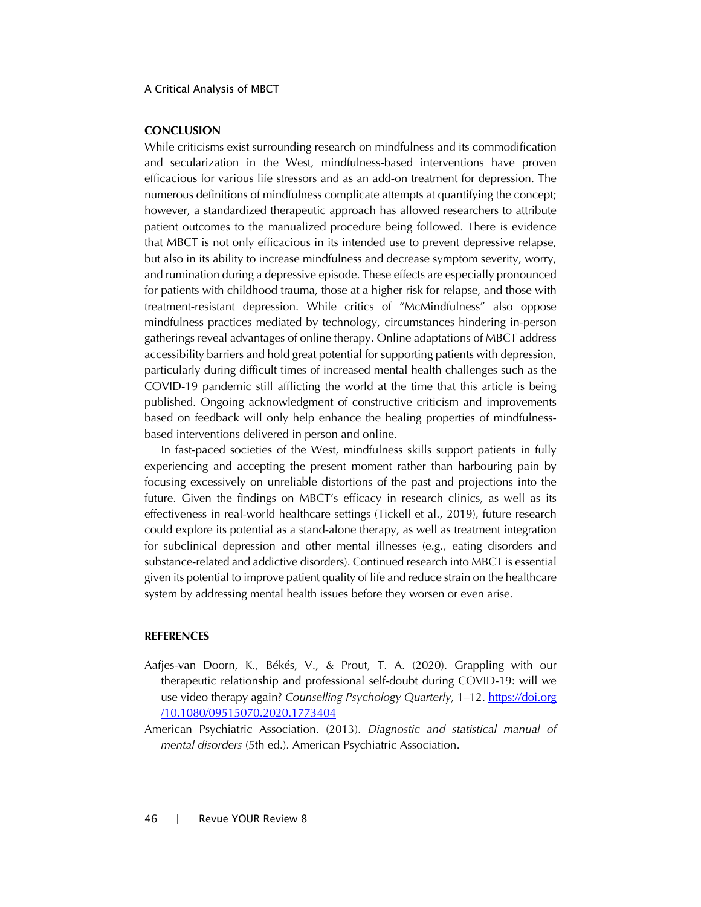## CONCLUSION

While criticisms exist surrounding research on mindfulness and its commodification and secularization in the West, mindfulness-based interventions have proven efficacious for various life stressors and as an add-on treatment for depression. The numerous definitions of mindfulness complicate attempts at quantifying the concept; however, a standardized therapeutic approach has allowed researchers to attribute patient outcomes to the manualized procedure being followed. There is evidence that MBCT is not only efficacious in its intended use to prevent depressive relapse, but also in its ability to increase mindfulness and decrease symptom severity, worry, and rumination during a depressive episode. These effects are especially pronounced for patients with childhood trauma, those at a higher risk for relapse, and those with treatment-resistant depression. While critics of "McMindfulness" also oppose mindfulness practices mediated by technology, circumstances hindering in-person gatherings reveal advantages of online therapy. Online adaptations of MBCT address accessibility barriers and hold great potential for supporting patients with depression, particularly during difficult times of increased mental health challenges such as the COVID-19 pandemic still afflicting the world at the time that this article is being published. Ongoing acknowledgment of constructive criticism and improvements based on feedback will only help enhance the healing properties of mindfulness-based interventions delivered in person and online.

In fast-paced societies of the West, mindfulness skills support patients in fully experiencing and accepting the present moment rather than harbouring pain by focusing excessively on unreliable distortions of the past and projections into the future. Given the findings on MBCT's efficacy in research clinics, as well as its effectiveness in real-world healthcare settings (Tickell et al., 2019), future research could explore its potential as a stand-alone therapy, as well as treatment integration for subclinical depression and other mental illnesses (e.g., eating disorders and substance-related and addictive disorders). Continued research into MBCT is essential given its potential to improve patient quality of life and reduce strain on the healthcare system by addressing mental health issues before they worsen or even arise.

## REFERENCES

Aafjes-van Doorn, K., Békés, V., & Prout, T. A. (2020). Grappling with our therapeutic relationship and professional self-doubt during COVID-19: will we use video therapy again? *Counselling Psychology Quarterly*, 1–12. https://doi.org/10.1080/09515070.2020.1773404

American Psychiatric Association. (2013). *Diagnostic and statistical manual of mental disorders* (5th ed.). American Psychiatric Association.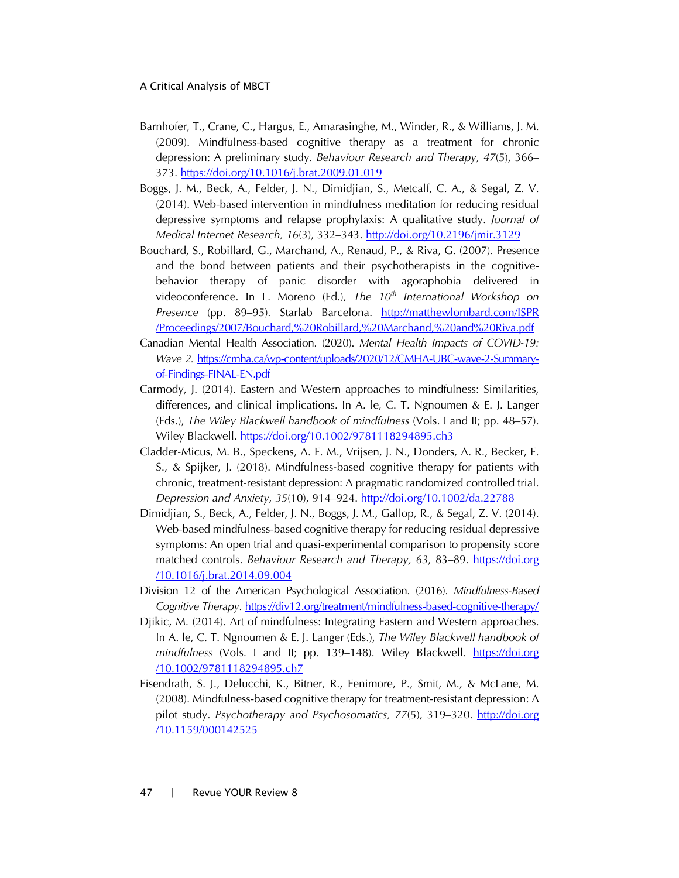Barnhofer, T., Crane, C., Hargus, E., Amarasinghe, M., Winder, R., & Williams, J. M. (2009). Mindfulness-based cognitive therapy as a treatment for chronic depression: A preliminary study. *Behaviour Research and Therapy, 47*(5), 366–373. https://doi.org/10.1016/j.brat.2009.01.019

Boggs, J. M., Beck, A., Felder, J. N., Dimidjian, S., Metcalf, C. A., & Segal, Z. V. (2014). Web-based intervention in mindfulness meditation for reducing residual depressive symptoms and relapse prophylaxis: A qualitative study. *Journal of Medical Internet Research, 16*(3), 332–343. http://doi.org/10.2196/jmir.3129

Bouchard, S., Robillard, G., Marchand, A., Renaud, P., & Riva, G. (2007). Presence and the bond between patients and their psychotherapists in the cognitive-behavior therapy of panic disorder with agoraphobia delivered in videoconference. In L. Moreno (Ed.), *The 10th International Workshop on Presence* (pp. 89–95). Starlab Barcelona. http://matthewlombard.com/ISPR/Proceedings/2007/Bouchard,%20Robillard,%20Marchand,%20and%20Riva.pdf

Canadian Mental Health Association. (2020). *Mental Health Impacts of COVID-19: Wave 2.* https://cmha.ca/wp-content/uploads/2020/12/CMHA-UBC-wave-2-Summary-of-Findings-FINAL-EN.pdf

Carmody, J. (2014). Eastern and Western approaches to mindfulness: Similarities, differences, and clinical implications. In A. Ie, C. T. Ngnoumen & E. J. Langer (Eds.), *The Wiley Blackwell handbook of mindfulness* (Vols. I and II; pp. 48–57). Wiley Blackwell. https://doi.org/10.1002/9781118294895.ch3

Cladder-Micus, M. B., Speckens, A. E. M., Vrijsen, J. N., Donders, A. R., Becker, E. S., & Spijker, J. (2018). Mindfulness-based cognitive therapy for patients with chronic, treatment-resistant depression: A pragmatic randomized controlled trial. *Depression and Anxiety, 35*(10), 914–924. http://doi.org/10.1002/da.22788

Dimidjian, S., Beck, A., Felder, J. N., Boggs, J. M., Gallop, R., & Segal, Z. V. (2014). Web-based mindfulness-based cognitive therapy for reducing residual depressive symptoms: An open trial and quasi-experimental comparison to propensity score matched controls. *Behaviour Research and Therapy, 63*, 83–89. https://doi.org/10.1016/j.brat.2014.09.004

Division 12 of the American Psychological Association. (2016). *Mindfulness-Based Cognitive Therapy.* https://div12.org/treatment/mindfulness-based-cognitive-therapy/

Djikic, M. (2014). Art of mindfulness: Integrating Eastern and Western approaches. In A. Ie, C. T. Ngnoumen & E. J. Langer (Eds.), *The Wiley Blackwell handbook of mindfulness* (Vols. I and II; pp. 139–148). Wiley Blackwell. https://doi.org/10.1002/9781118294895.ch7

Eisendrath, S. J., Delucchi, K., Bitner, R., Fenimore, P., Smit, M., & McLane, M. (2008). Mindfulness-based cognitive therapy for treatment-resistant depression: A pilot study. *Psychotherapy and Psychosomatics, 77*(5), 319–320. http://doi.org/10.1159/000142525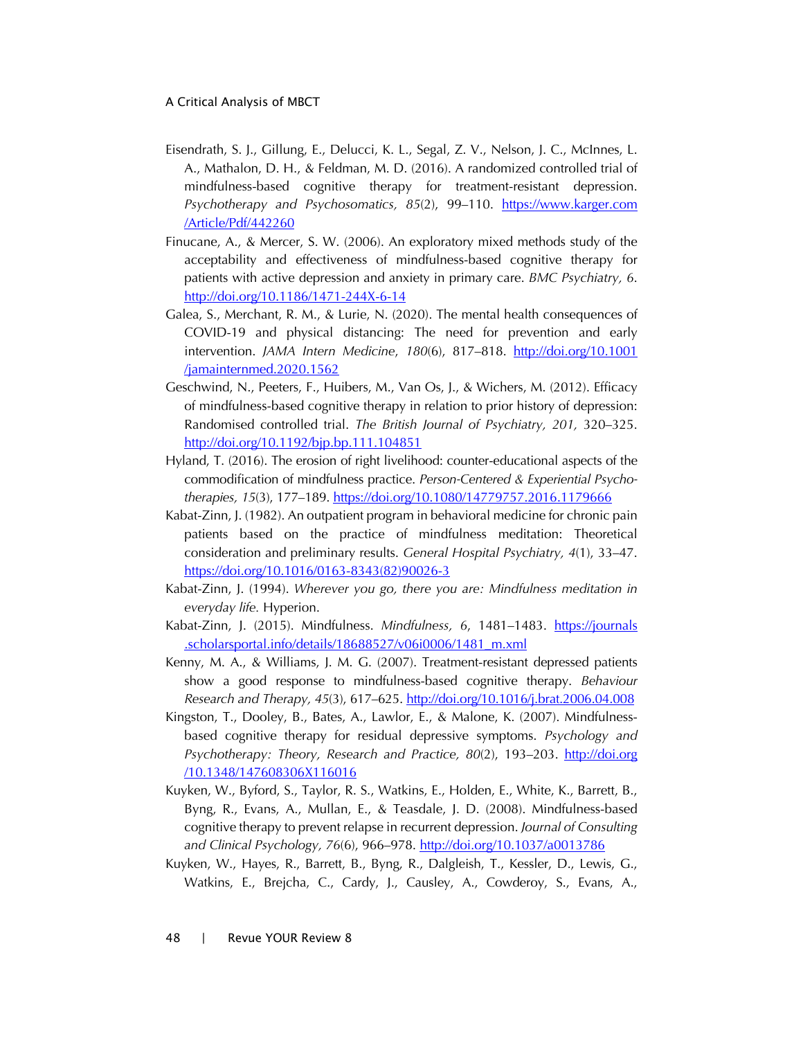Eisendrath, S. J., Gillung, E., Delucci, K. L., Segal, Z. V., Nelson, J. C., McInnes, L. A., Mathalon, D. H., & Feldman, M. D. (2016). A randomized controlled trial of mindfulness-based cognitive therapy for treatment-resistant depression. *Psychotherapy and Psychosomatics, 85*(2), 99–110. https://www.karger.com/Article/Pdf/442260

Finucane, A., & Mercer, S. W. (2006). An exploratory mixed methods study of the acceptability and effectiveness of mindfulness-based cognitive therapy for patients with active depression and anxiety in primary care. *BMC Psychiatry, 6*. http://doi.org/10.1186/1471-244X-6-14

Galea, S., Merchant, R. M., & Lurie, N. (2020). The mental health consequences of COVID-19 and physical distancing: The need for prevention and early intervention. *JAMA Intern Medicine*, *180*(6), 817–818. http://doi.org/10.1001/jamainternmed.2020.1562

Geschwind, N., Peeters, F., Huibers, M., Van Os, J., & Wichers, M. (2012). Efficacy of mindfulness-based cognitive therapy in relation to prior history of depression: Randomised controlled trial. *The British Journal of Psychiatry, 201,* 320–325. http://doi.org/10.1192/bjp.bp.111.104851

Hyland, T. (2016). The erosion of right livelihood: counter-educational aspects of the commodification of mindfulness practice. *Person-Centered & Experiential Psychotherapies, 15*(3), 177–189. https://doi.org/10.1080/14779757.2016.1179666

Kabat-Zinn, J. (1982). An outpatient program in behavioral medicine for chronic pain patients based on the practice of mindfulness meditation: Theoretical consideration and preliminary results. *General Hospital Psychiatry, 4*(1), 33–47. https://doi.org/10.1016/0163-8343(82)90026-3

Kabat-Zinn, J. (1994). *Wherever you go, there you are: Mindfulness meditation in everyday life.* Hyperion.

Kabat-Zinn, J. (2015). Mindfulness. *Mindfulness, 6*, 1481–1483. https://journals.scholarsportal.info/details/18688527/v06i0006/1481_m.xml

Kenny, M. A., & Williams, J. M. G. (2007). Treatment-resistant depressed patients show a good response to mindfulness-based cognitive therapy. *Behaviour Research and Therapy, 45*(3), 617–625. http://doi.org/10.1016/j.brat.2006.04.008

Kingston, T., Dooley, B., Bates, A., Lawlor, E., & Malone, K. (2007). Mindfulness-based cognitive therapy for residual depressive symptoms. *Psychology and Psychotherapy: Theory, Research and Practice, 80*(2), 193–203. http://doi.org/10.1348/147608306X116016

Kuyken, W., Byford, S., Taylor, R. S., Watkins, E., Holden, E., White, K., Barrett, B., Byng, R., Evans, A., Mullan, E., & Teasdale, J. D. (2008). Mindfulness-based cognitive therapy to prevent relapse in recurrent depression. *Journal of Consulting and Clinical Psychology, 76*(6), 966–978. http://doi.org/10.1037/a0013786

Kuyken, W., Hayes, R., Barrett, B., Byng, R., Dalgleish, T., Kessler, D., Lewis, G., Watkins, E., Brejcha, C., Cardy, J., Causley, A., Cowderoy, S., Evans, A.,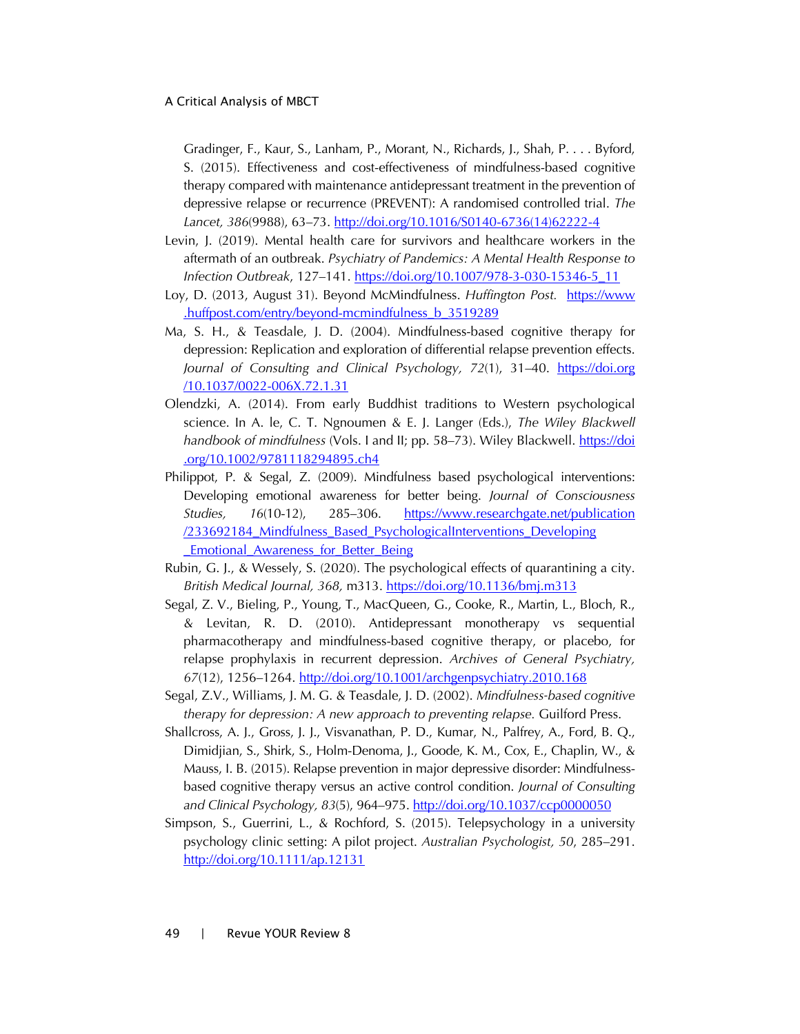Gradinger, F., Kaur, S., Lanham, P., Morant, N., Richards, J., Shah, P. . . . Byford, S. (2015). Effectiveness and cost-effectiveness of mindfulness-based cognitive therapy compared with maintenance antidepressant treatment in the prevention of depressive relapse or recurrence (PREVENT): A randomised controlled trial. *The Lancet, 386*(9988), 63–73. http://doi.org/10.1016/S0140-6736(14)62222-4

Levin, J. (2019). Mental health care for survivors and healthcare workers in the aftermath of an outbreak. *Psychiatry of Pandemics: A Mental Health Response to Infection Outbreak*, 127–141. https://doi.org/10.1007/978-3-030-15346-5_11

Loy, D. (2013, August 31). Beyond McMindfulness. *Huffington Post.* https://www.huffpost.com/entry/beyond-mcmindfulness_b_3519289

Ma, S. H., & Teasdale, J. D. (2004). Mindfulness-based cognitive therapy for depression: Replication and exploration of differential relapse prevention effects. *Journal of Consulting and Clinical Psychology, 72*(1), 31–40. https://doi.org/10.1037/0022-006X.72.1.31

Olendzki, A. (2014). From early Buddhist traditions to Western psychological science. In A. Ie, C. T. Ngnoumen & E. J. Langer (Eds.), *The Wiley Blackwell handbook of mindfulness* (Vols. I and II; pp. 58–73). Wiley Blackwell. https://doi.org/10.1002/9781118294895.ch4

Philippot, P. & Segal, Z. (2009). Mindfulness based psychological interventions: Developing emotional awareness for better being. *Journal of Consciousness Studies, 16*(10-12), 285–306. https://www.researchgate.net/publication/233692184_Mindfulness_Based_PsychologicalInterventions_Developing_Emotional_Awareness_for_Better_Being

Rubin, G. J., & Wessely, S. (2020). The psychological effects of quarantining a city. *British Medical Journal, 368,* m313. https://doi.org/10.1136/bmj.m313

Segal, Z. V., Bieling, P., Young, T., MacQueen, G., Cooke, R., Martin, L., Bloch, R., & Levitan, R. D. (2010). Antidepressant monotherapy vs sequential pharmacotherapy and mindfulness-based cognitive therapy, or placebo, for relapse prophylaxis in recurrent depression. *Archives of General Psychiatry, 67*(12), 1256–1264. http://doi.org/10.1001/archgenpsychiatry.2010.168

Segal, Z.V., Williams, J. M. G. & Teasdale, J. D. (2002). *Mindfulness-based cognitive therapy for depression: A new approach to preventing relapse.* Guilford Press.

Shallcross, A. J., Gross, J. J., Visvanathan, P. D., Kumar, N., Palfrey, A., Ford, B. Q., Dimidjian, S., Shirk, S., Holm-Denoma, J., Goode, K. M., Cox, E., Chaplin, W., & Mauss, I. B. (2015). Relapse prevention in major depressive disorder: Mindfulness-based cognitive therapy versus an active control condition. *Journal of Consulting and Clinical Psychology, 83*(5), 964–975. http://doi.org/10.1037/ccp0000050

Simpson, S., Guerrini, L., & Rochford, S. (2015). Telepsychology in a university psychology clinic setting: A pilot project. *Australian Psychologist, 50*, 285–291. http://doi.org/10.1111/ap.12131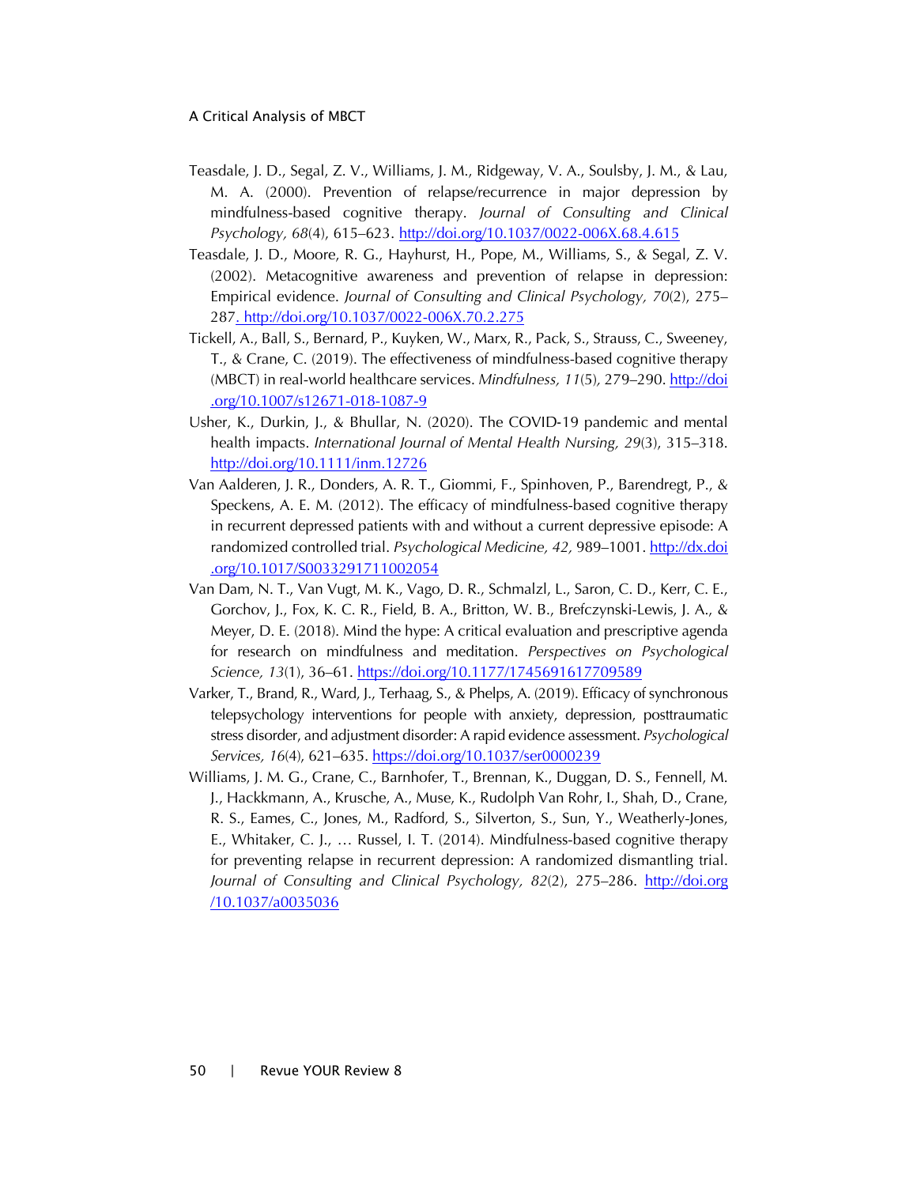Teasdale, J. D., Segal, Z. V., Williams, J. M., Ridgeway, V. A., Soulsby, J. M., & Lau, M. A. (2000). Prevention of relapse/recurrence in major depression by mindfulness-based cognitive therapy. *Journal of Consulting and Clinical Psychology, 68*(4), 615–623. http://doi.org/10.1037/0022-006X.68.4.615

Teasdale, J. D., Moore, R. G., Hayhurst, H., Pope, M., Williams, S., & Segal, Z. V. (2002). Metacognitive awareness and prevention of relapse in depression: Empirical evidence. *Journal of Consulting and Clinical Psychology, 70*(2), 275–287. http://doi.org/10.1037/0022-006X.70.2.275

Tickell, A., Ball, S., Bernard, P., Kuyken, W., Marx, R., Pack, S., Strauss, C., Sweeney, T., & Crane, C. (2019). The effectiveness of mindfulness-based cognitive therapy (MBCT) in real-world healthcare services. *Mindfulness, 11*(5), 279–290. http://doi.org/10.1007/s12671-018-1087-9

Usher, K., Durkin, J., & Bhullar, N. (2020). The COVID-19 pandemic and mental health impacts. *International Journal of Mental Health Nursing, 29*(3), 315–318. http://doi.org/10.1111/inm.12726

Van Aalderen, J. R., Donders, A. R. T., Giommi, F., Spinhoven, P., Barendregt, P., & Speckens, A. E. M. (2012). The efficacy of mindfulness-based cognitive therapy in recurrent depressed patients with and without a current depressive episode: A randomized controlled trial. *Psychological Medicine, 42,* 989–1001. http://dx.doi.org/10.1017/S0033291711002054

Van Dam, N. T., Van Vugt, M. K., Vago, D. R., Schmalzl, L., Saron, C. D., Kerr, C. E., Gorchov, J., Fox, K. C. R., Field, B. A., Britton, W. B., Brefczynski-Lewis, J. A., & Meyer, D. E. (2018). Mind the hype: A critical evaluation and prescriptive agenda for research on mindfulness and meditation. *Perspectives on Psychological Science, 13*(1), 36–61. https://doi.org/10.1177/1745691617709589

Varker, T., Brand, R., Ward, J., Terhaag, S., & Phelps, A. (2019). Efficacy of synchronous telepsychology interventions for people with anxiety, depression, posttraumatic stress disorder, and adjustment disorder: A rapid evidence assessment. *Psychological Services, 16*(4), 621–635. https://doi.org/10.1037/ser0000239

Williams, J. M. G., Crane, C., Barnhofer, T., Brennan, K., Duggan, D. S., Fennell, M. J., Hackkmann, A., Krusche, A., Muse, K., Rudolph Van Rohr, I., Shah, D., Crane, R. S., Eames, C., Jones, M., Radford, S., Silverton, S., Sun, Y., Weatherly-Jones, E., Whitaker, C. J., … Russel, I. T. (2014). Mindfulness-based cognitive therapy for preventing relapse in recurrent depression: A randomized dismantling trial. *Journal of Consulting and Clinical Psychology, 82*(2), 275–286. http://doi.org/10.1037/a0035036